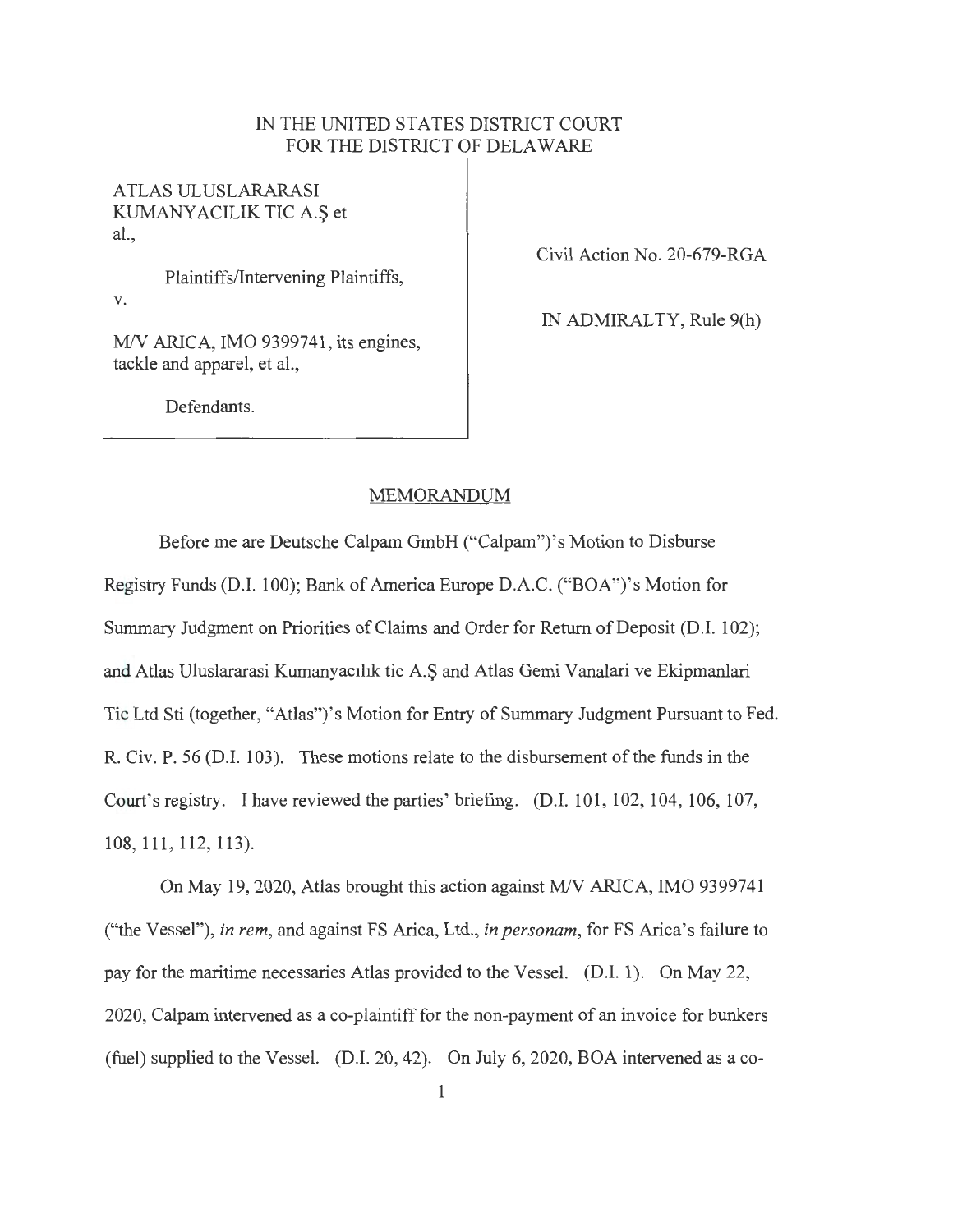IN THE UNITED STATES DISTRICT COURT
FOR THE DISTRICT OF DELAWARE

ATLAS ULUSLARARASI KUMANYACILIK TIC A.Ş et al.,

Plaintiffs/Intervening Plaintiffs,

v.

M/V ARICA, IMO 9399741, its engines, tackle and apparel, et al.,

Defendants.

Civil Action No. 20-679-RGA

IN ADMIRALTY, Rule 9(h)

## MEMORANDUM

Before me are Deutsche Calpam GmbH ("Calpam")'s Motion to Disburse Registry Funds (D.I. 100); Bank of America Europe D.A.C. ("BOA")'s Motion for Summary Judgment on Priorities of Claims and Order for Return of Deposit (D.I. 102); and Atlas Uluslararasi Kumanyacılık tic A.Ş and Atlas Gemi Vanalari ve Ekipmanlari Tic Ltd Sti (together, "Atlas")'s Motion for Entry of Summary Judgment Pursuant to Fed. R. Civ. P. 56 (D.I. 103). These motions relate to the disbursement of the funds in the Court's registry. I have reviewed the parties' briefing. (D.I. 101, 102, 104, 106, 107, 108, 111, 112, 113).

On May 19, 2020, Atlas brought this action against M/V ARICA, IMO 9399741 ("the Vessel"), *in rem*, and against FS Arica, Ltd., *in personam*, for FS Arica's failure to pay for the maritime necessaries Atlas provided to the Vessel. (D.I. 1). On May 22, 2020, Calpam intervened as a co-plaintiff for the non-payment of an invoice for bunkers (fuel) supplied to the Vessel. (D.I. 20, 42). On July 6, 2020, BOA intervened as a co-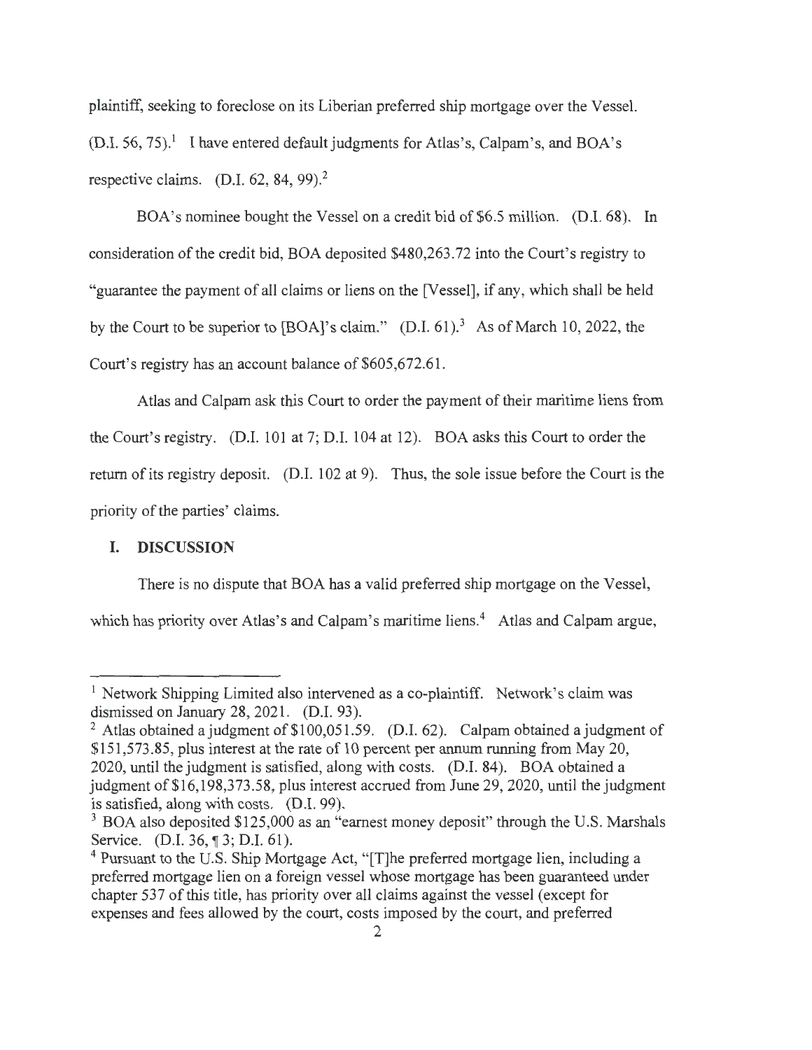plaintiff, seeking to foreclose on its Liberian preferred ship mortgage over the Vessel. (D.I. 56, 75).[1] I have entered default judgments for Atlas's, Calpam's, and BOA's respective claims. (D.I. 62, 84, 99).[2]

BOA's nominee bought the Vessel on a credit bid of $6.5 million. (D.I. 68). In consideration of the credit bid, BOA deposited $480,263.72 into the Court's registry to "guarantee the payment of all claims or liens on the [Vessel], if any, which shall be held by the Court to be superior to [BOA]'s claim." (D.I. 61).[3] As of March 10, 2022, the Court's registry has an account balance of $605,672.61.

Atlas and Calpam ask this Court to order the payment of their maritime liens from the Court's registry. (D.I. 101 at 7; D.I. 104 at 12). BOA asks this Court to order the return of its registry deposit. (D.I. 102 at 9). Thus, the sole issue before the Court is the priority of the parties' claims.

## I. DISCUSSION

There is no dispute that BOA has a valid preferred ship mortgage on the Vessel, which has priority over Atlas's and Calpam's maritime liens.[4] Atlas and Calpam argue,

---

[1] Network Shipping Limited also intervened as a co-plaintiff. Network's claim was dismissed on January 28, 2021. (D.I. 93).

[2] Atlas obtained a judgment of $100,051.59. (D.I. 62). Calpam obtained a judgment of $151,573.85, plus interest at the rate of 10 percent per annum running from May 20, 2020, until the judgment is satisfied, along with costs. (D.I. 84). BOA obtained a judgment of $16,198,373.58, plus interest accrued from June 29, 2020, until the judgment is satisfied, along with costs. (D.I. 99).

[3] BOA also deposited $125,000 as an "earnest money deposit" through the U.S. Marshals Service. (D.I. 36, ¶ 3; D.I. 61).

[4] Pursuant to the U.S. Ship Mortgage Act, "[T]he preferred mortgage lien, including a preferred mortgage lien on a foreign vessel whose mortgage has been guaranteed under chapter 537 of this title, has priority over all claims against the vessel (except for expenses and fees allowed by the court, costs imposed by the court, and preferred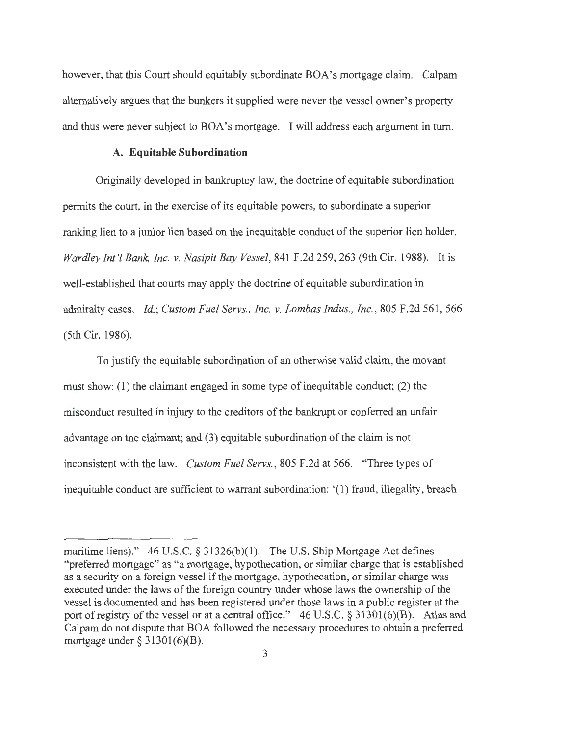however, that this Court should equitably subordinate BOA's mortgage claim. Calpam alternatively argues that the bunkers it supplied were never the vessel owner's property and thus were never subject to BOA's mortgage. I will address each argument in turn.

### A. Equitable Subordination

Originally developed in bankruptcy law, the doctrine of equitable subordination permits the court, in the exercise of its equitable powers, to subordinate a superior ranking lien to a junior lien based on the inequitable conduct of the superior lien holder. *Wardley Int'l Bank, Inc. v. Nasipit Bay Vessel*, 841 F.2d 259, 263 (9th Cir. 1988). It is well-established that courts may apply the doctrine of equitable subordination in admiralty cases. *Id.*; *Custom Fuel Servs., Inc. v. Lombas Indus., Inc.*, 805 F.2d 561, 566 (5th Cir. 1986).

To justify the equitable subordination of an otherwise valid claim, the movant must show: (1) the claimant engaged in some type of inequitable conduct; (2) the misconduct resulted in injury to the creditors of the bankrupt or conferred an unfair advantage on the claimant; and (3) equitable subordination of the claim is not inconsistent with the law. *Custom Fuel Servs.*, 805 F.2d at 566. "Three types of inequitable conduct are sufficient to warrant subordination: '(1) fraud, illegality, breach

---

maritime liens)." 46 U.S.C. § 31326(b)(1). The U.S. Ship Mortgage Act defines "preferred mortgage" as "a mortgage, hypothecation, or similar charge that is established as a security on a foreign vessel if the mortgage, hypothecation, or similar charge was executed under the laws of the foreign country under whose laws the ownership of the vessel is documented and has been registered under those laws in a public register at the port of registry of the vessel or at a central office." 46 U.S.C. § 31301(6)(B). Atlas and Calpam do not dispute that BOA followed the necessary procedures to obtain a preferred mortgage under § 31301(6)(B).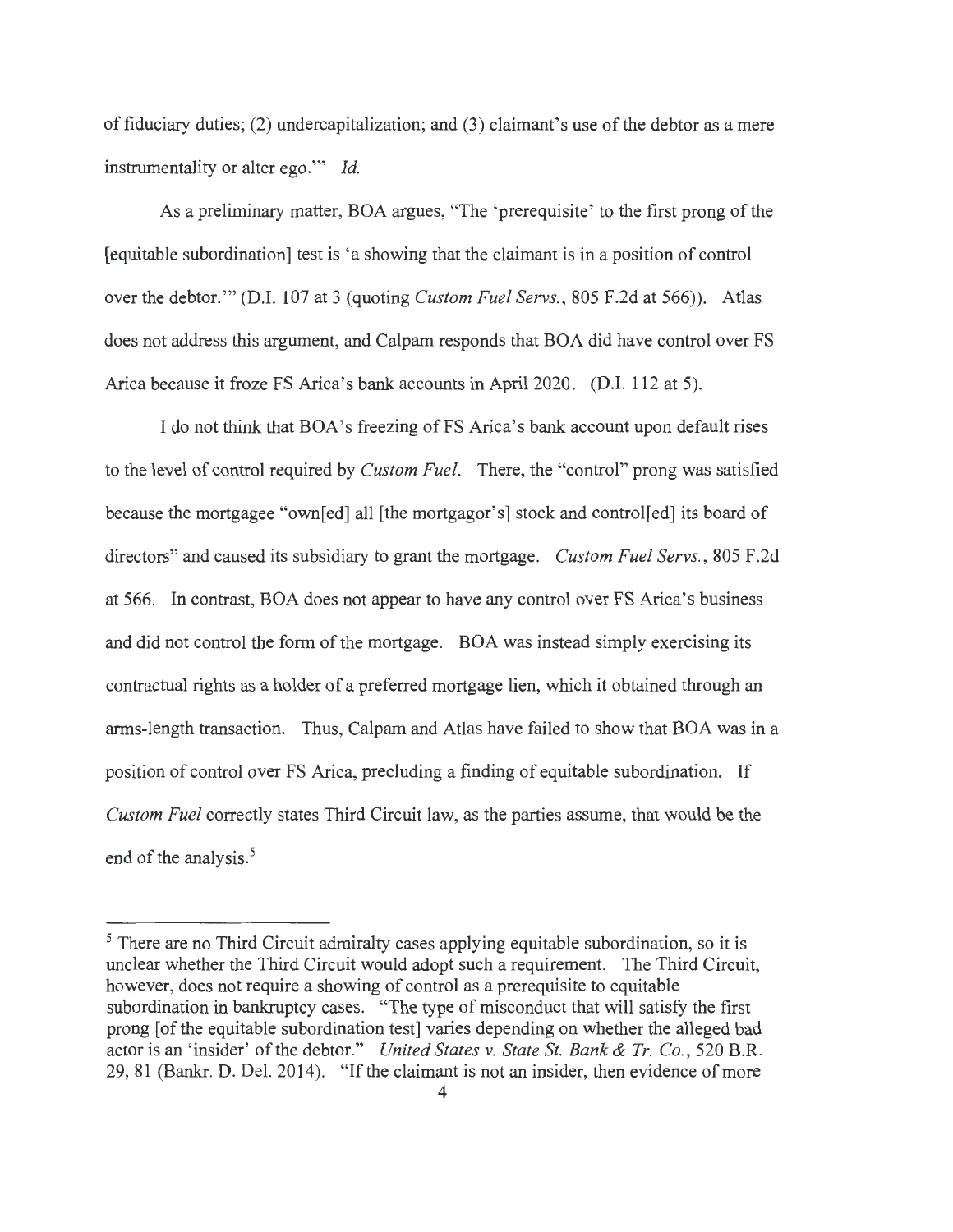of fiduciary duties; (2) undercapitalization; and (3) claimant's use of the debtor as a mere instrumentality or alter ego.'" *Id.*

As a preliminary matter, BOA argues, "The 'prerequisite' to the first prong of the [equitable subordination] test is 'a showing that the claimant is in a position of control over the debtor.'" (D.I. 107 at 3 (quoting *Custom Fuel Servs.*, 805 F.2d at 566)). Atlas does not address this argument, and Calpam responds that BOA did have control over FS Arica because it froze FS Arica's bank accounts in April 2020. (D.I. 112 at 5).

I do not think that BOA's freezing of FS Arica's bank account upon default rises to the level of control required by *Custom Fuel*. There, the "control" prong was satisfied because the mortgagee "own[ed] all [the mortgagor's] stock and control[ed] its board of directors" and caused its subsidiary to grant the mortgage. *Custom Fuel Servs.*, 805 F.2d at 566. In contrast, BOA does not appear to have any control over FS Arica's business and did not control the form of the mortgage. BOA was instead simply exercising its contractual rights as a holder of a preferred mortgage lien, which it obtained through an arms-length transaction. Thus, Calpam and Atlas have failed to show that BOA was in a position of control over FS Arica, precluding a finding of equitable subordination. If *Custom Fuel* correctly states Third Circuit law, as the parties assume, that would be the end of the analysis.[5]

[5] There are no Third Circuit admiralty cases applying equitable subordination, so it is unclear whether the Third Circuit would adopt such a requirement. The Third Circuit, however, does not require a showing of control as a prerequisite to equitable subordination in bankruptcy cases. "The type of misconduct that will satisfy the first prong [of the equitable subordination test] varies depending on whether the alleged bad actor is an 'insider' of the debtor." *United States v. State St. Bank & Tr. Co.*, 520 B.R. 29, 81 (Bankr. D. Del. 2014). "If the claimant is not an insider, then evidence of more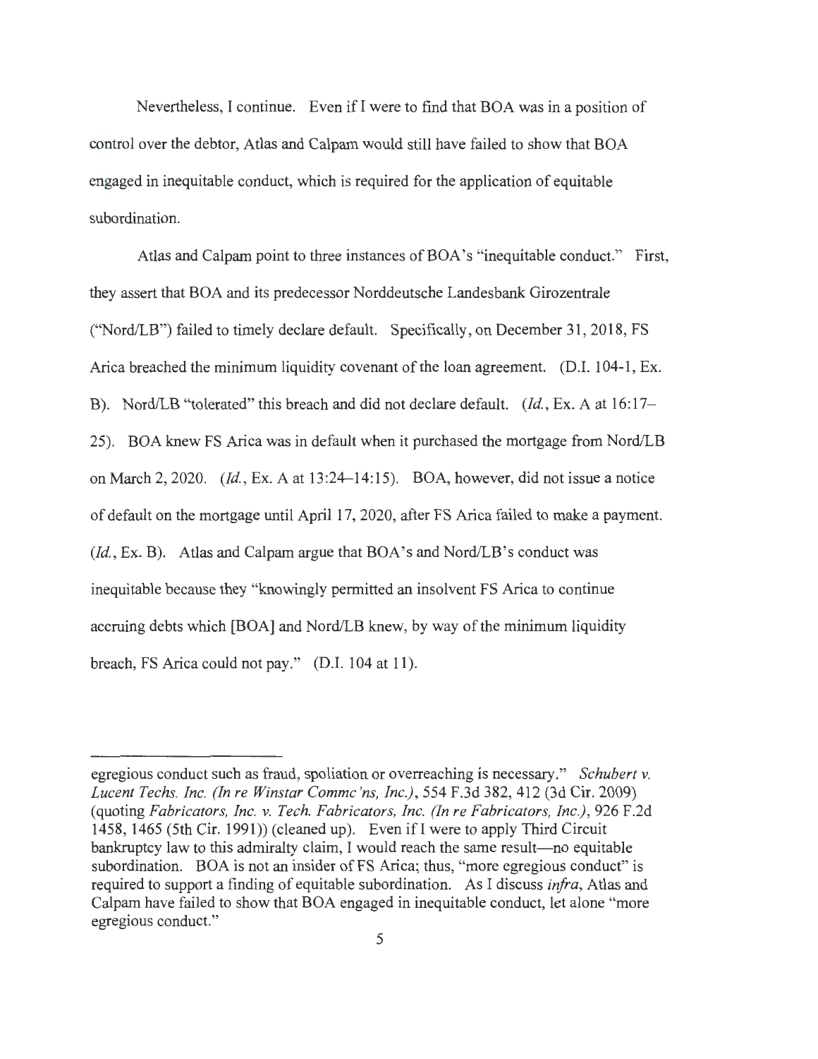Nevertheless, I continue. Even if I were to find that BOA was in a position of control over the debtor, Atlas and Calpam would still have failed to show that BOA engaged in inequitable conduct, which is required for the application of equitable subordination.

Atlas and Calpam point to three instances of BOA's "inequitable conduct." First, they assert that BOA and its predecessor Norddeutsche Landesbank Girozentrale ("Nord/LB") failed to timely declare default. Specifically, on December 31, 2018, FS Arica breached the minimum liquidity covenant of the loan agreement. (D.I. 104-1, Ex. B). Nord/LB "tolerated" this breach and did not declare default. (*Id.*, Ex. A at 16:17–25). BOA knew FS Arica was in default when it purchased the mortgage from Nord/LB on March 2, 2020. (*Id.*, Ex. A at 13:24–14:15). BOA, however, did not issue a notice of default on the mortgage until April 17, 2020, after FS Arica failed to make a payment. (*Id.*, Ex. B). Atlas and Calpam argue that BOA's and Nord/LB's conduct was inequitable because they "knowingly permitted an insolvent FS Arica to continue accruing debts which [BOA] and Nord/LB knew, by way of the minimum liquidity breach, FS Arica could not pay." (D.I. 104 at 11).

---

egregious conduct such as fraud, spoliation or overreaching is necessary." *Schubert v. Lucent Techs. Inc. (In re Winstar Commc'ns, Inc.)*, 554 F.3d 382, 412 (3d Cir. 2009) (quoting *Fabricators, Inc. v. Tech. Fabricators, Inc. (In re Fabricators, Inc.)*, 926 F.2d 1458, 1465 (5th Cir. 1991)) (cleaned up). Even if I were to apply Third Circuit bankruptcy law to this admiralty claim, I would reach the same result—no equitable subordination. BOA is not an insider of FS Arica; thus, "more egregious conduct" is required to support a finding of equitable subordination. As I discuss *infra*, Atlas and Calpam have failed to show that BOA engaged in inequitable conduct, let alone "more egregious conduct."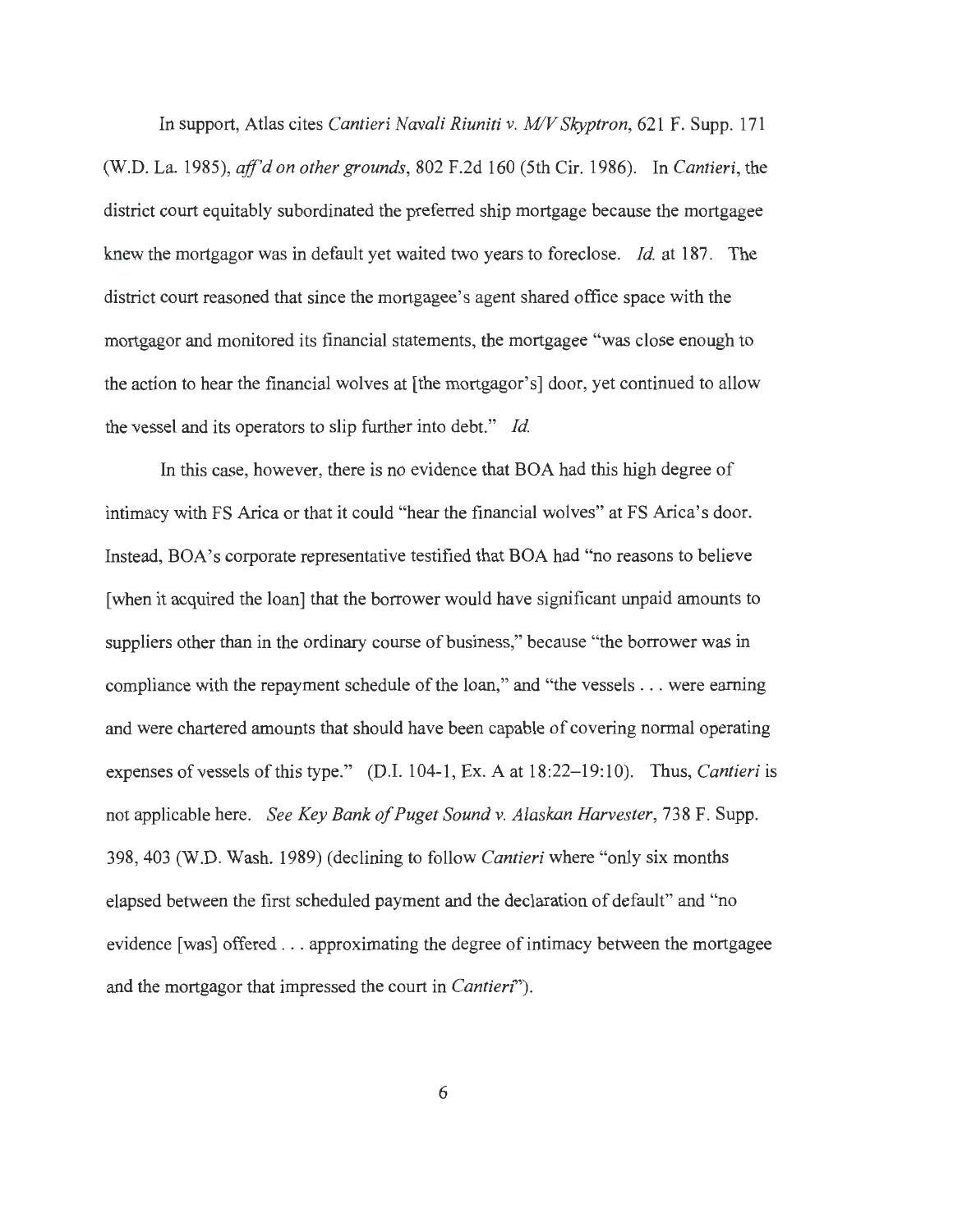In support, Atlas cites *Cantieri Navali Riuniti v. M/V Skyptron*, 621 F. Supp. 171 (W.D. La. 1985), *aff'd on other grounds*, 802 F.2d 160 (5th Cir. 1986). In *Cantieri*, the district court equitably subordinated the preferred ship mortgage because the mortgagee knew the mortgagor was in default yet waited two years to foreclose. *Id.* at 187. The district court reasoned that since the mortgagee's agent shared office space with the mortgagor and monitored its financial statements, the mortgagee "was close enough to the action to hear the financial wolves at [the mortgagor's] door, yet continued to allow the vessel and its operators to slip further into debt." *Id.*

In this case, however, there is no evidence that BOA had this high degree of intimacy with FS Arica or that it could "hear the financial wolves" at FS Arica's door. Instead, BOA's corporate representative testified that BOA had "no reasons to believe [when it acquired the loan] that the borrower would have significant unpaid amounts to suppliers other than in the ordinary course of business," because "the borrower was in compliance with the repayment schedule of the loan," and "the vessels . . . were earning and were chartered amounts that should have been capable of covering normal operating expenses of vessels of this type." (D.I. 104-1, Ex. A at 18:22–19:10). Thus, *Cantieri* is not applicable here. *See Key Bank of Puget Sound v. Alaskan Harvester*, 738 F. Supp. 398, 403 (W.D. Wash. 1989) (declining to follow *Cantieri* where "only six months elapsed between the first scheduled payment and the declaration of default" and "no evidence [was] offered . . . approximating the degree of intimacy between the mortgagee and the mortgagor that impressed the court in *Cantieri*").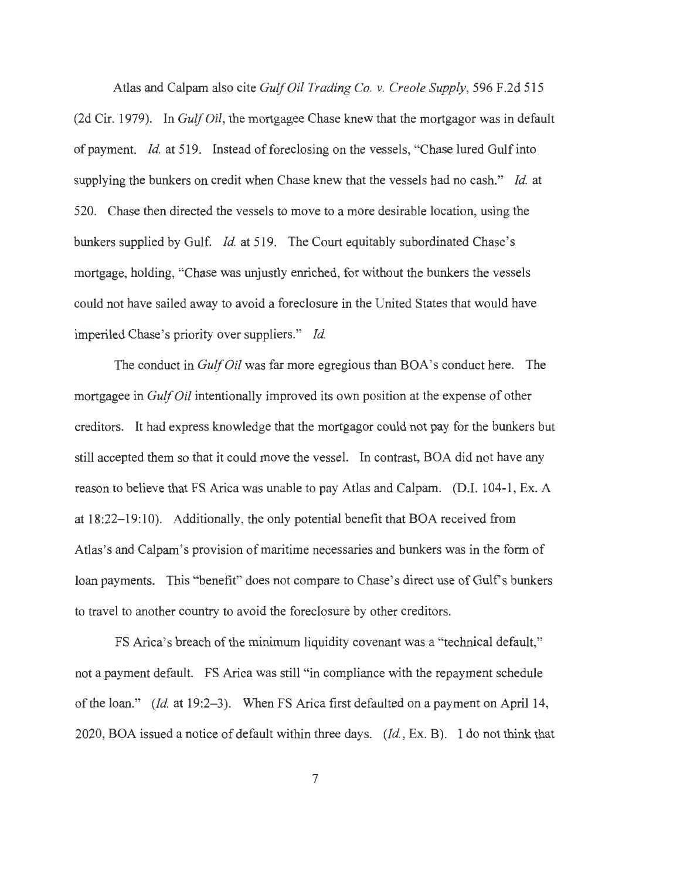Atlas and Calpam also cite *Gulf Oil Trading Co. v. Creole Supply*, 596 F.2d 515 (2d Cir. 1979). In *Gulf Oil*, the mortgagee Chase knew that the mortgagor was in default of payment. *Id.* at 519. Instead of foreclosing on the vessels, "Chase lured Gulf into supplying the bunkers on credit when Chase knew that the vessels had no cash." *Id.* at 520. Chase then directed the vessels to move to a more desirable location, using the bunkers supplied by Gulf. *Id.* at 519. The Court equitably subordinated Chase's mortgage, holding, "Chase was unjustly enriched, for without the bunkers the vessels could not have sailed away to avoid a foreclosure in the United States that would have imperiled Chase's priority over suppliers." *Id.*

The conduct in *Gulf Oil* was far more egregious than BOA's conduct here. The mortgagee in *Gulf Oil* intentionally improved its own position at the expense of other creditors. It had express knowledge that the mortgagor could not pay for the bunkers but still accepted them so that it could move the vessel. In contrast, BOA did not have any reason to believe that FS Arica was unable to pay Atlas and Calpam. (D.I. 104-1, Ex. A at 18:22–19:10). Additionally, the only potential benefit that BOA received from Atlas's and Calpam's provision of maritime necessaries and bunkers was in the form of loan payments. This "benefit" does not compare to Chase's direct use of Gulf's bunkers to travel to another country to avoid the foreclosure by other creditors.

FS Arica's breach of the minimum liquidity covenant was a "technical default," not a payment default. FS Arica was still "in compliance with the repayment schedule of the loan." (*Id.* at 19:2–3). When FS Arica first defaulted on a payment on April 14, 2020, BOA issued a notice of default within three days. (*Id.*, Ex. B). I do not think that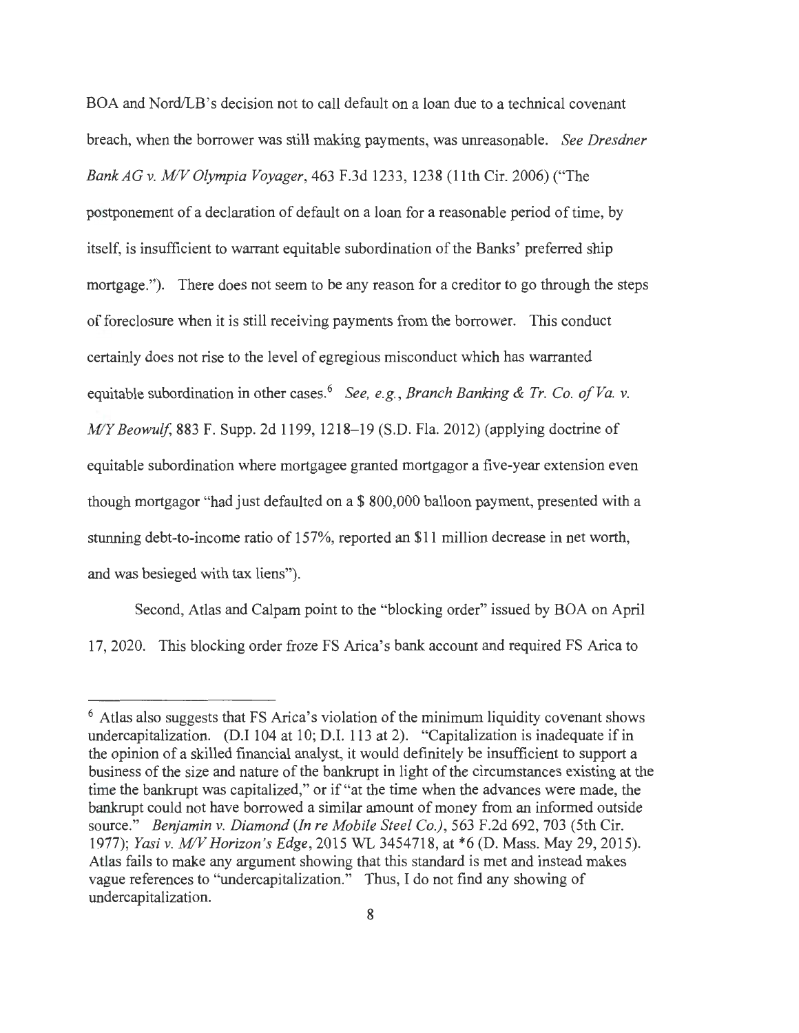BOA and Nord/LB's decision not to call default on a loan due to a technical covenant breach, when the borrower was still making payments, was unreasonable. *See Dresdner Bank AG v. M/V Olympia Voyager*, 463 F.3d 1233, 1238 (11th Cir. 2006) ("The postponement of a declaration of default on a loan for a reasonable period of time, by itself, is insufficient to warrant equitable subordination of the Banks' preferred ship mortgage."). There does not seem to be any reason for a creditor to go through the steps of foreclosure when it is still receiving payments from the borrower. This conduct certainly does not rise to the level of egregious misconduct which has warranted equitable subordination in other cases.[6] *See, e.g.*, *Branch Banking & Tr. Co. of Va. v. M/Y Beowulf*, 883 F. Supp. 2d 1199, 1218–19 (S.D. Fla. 2012) (applying doctrine of equitable subordination where mortgagee granted mortgagor a five-year extension even though mortgagor "had just defaulted on a $ 800,000 balloon payment, presented with a stunning debt-to-income ratio of 157%, reported an $11 million decrease in net worth, and was besieged with tax liens").

Second, Atlas and Calpam point to the "blocking order" issued by BOA on April 17, 2020. This blocking order froze FS Arica's bank account and required FS Arica to

---

[6] Atlas also suggests that FS Arica's violation of the minimum liquidity covenant shows undercapitalization. (D.I 104 at 10; D.I. 113 at 2). "Capitalization is inadequate if in the opinion of a skilled financial analyst, it would definitely be insufficient to support a business of the size and nature of the bankrupt in light of the circumstances existing at the time the bankrupt was capitalized," or if "at the time when the advances were made, the bankrupt could not have borrowed a similar amount of money from an informed outside source." *Benjamin v. Diamond (In re Mobile Steel Co.)*, 563 F.2d 692, 703 (5th Cir. 1977); *Yasi v. M/V Horizon's Edge*, 2015 WL 3454718, at *6 (D. Mass. May 29, 2015). Atlas fails to make any argument showing that this standard is met and instead makes vague references to "undercapitalization." Thus, I do not find any showing of undercapitalization.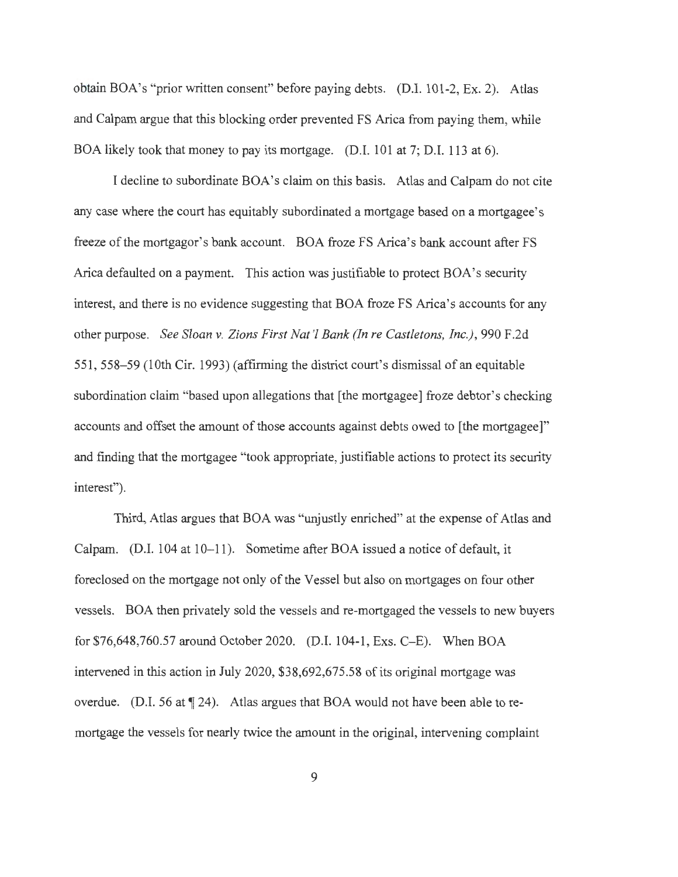obtain BOA's "prior written consent" before paying debts. (D.I. 101-2, Ex. 2). Atlas and Calpam argue that this blocking order prevented FS Arica from paying them, while BOA likely took that money to pay its mortgage. (D.I. 101 at 7; D.I. 113 at 6).

I decline to subordinate BOA's claim on this basis. Atlas and Calpam do not cite any case where the court has equitably subordinated a mortgage based on a mortgagee's freeze of the mortgagor's bank account. BOA froze FS Arica's bank account after FS Arica defaulted on a payment. This action was justifiable to protect BOA's security interest, and there is no evidence suggesting that BOA froze FS Arica's accounts for any other purpose. *See Sloan v. Zions First Nat'l Bank (In re Castletons, Inc.)*, 990 F.2d 551, 558–59 (10th Cir. 1993) (affirming the district court's dismissal of an equitable subordination claim "based upon allegations that [the mortgagee] froze debtor's checking accounts and offset the amount of those accounts against debts owed to [the mortgagee]" and finding that the mortgagee "took appropriate, justifiable actions to protect its security interest").

Third, Atlas argues that BOA was "unjustly enriched" at the expense of Atlas and Calpam. (D.I. 104 at 10–11). Sometime after BOA issued a notice of default, it foreclosed on the mortgage not only of the Vessel but also on mortgages on four other vessels. BOA then privately sold the vessels and re-mortgaged the vessels to new buyers for $76,648,760.57 around October 2020. (D.I. 104-1, Exs. C–E). When BOA intervened in this action in July 2020, $38,692,675.58 of its original mortgage was overdue. (D.I. 56 at ¶ 24). Atlas argues that BOA would not have been able to re-mortgage the vessels for nearly twice the amount in the original, intervening complaint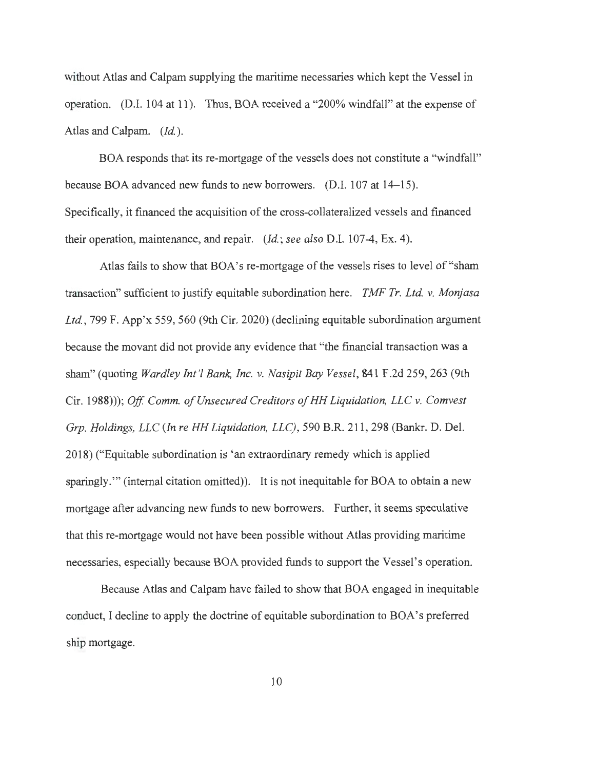without Atlas and Calpam supplying the maritime necessaries which kept the Vessel in operation. (D.I. 104 at 11). Thus, BOA received a "200% windfall" at the expense of Atlas and Calpam. (*Id.*).

BOA responds that its re-mortgage of the vessels does not constitute a "windfall" because BOA advanced new funds to new borrowers. (D.I. 107 at 14–15). Specifically, it financed the acquisition of the cross-collateralized vessels and financed their operation, maintenance, and repair. (*Id.*; *see also* D.I. 107-4, Ex. 4).

Atlas fails to show that BOA's re-mortgage of the vessels rises to level of "sham transaction" sufficient to justify equitable subordination here. *TMF Tr. Ltd. v. Monjasa Ltd.*, 799 F. App'x 559, 560 (9th Cir. 2020) (declining equitable subordination argument because the movant did not provide any evidence that "the financial transaction was a sham" (quoting *Wardley Int'l Bank, Inc. v. Nasipit Bay Vessel*, 841 F.2d 259, 263 (9th Cir. 1988))); *Off. Comm. of Unsecured Creditors of HH Liquidation, LLC v. Comvest Grp. Holdings, LLC (In re HH Liquidation, LLC)*, 590 B.R. 211, 298 (Bankr. D. Del. 2018) ("Equitable subordination is 'an extraordinary remedy which is applied sparingly.'" (internal citation omitted)). It is not inequitable for BOA to obtain a new mortgage after advancing new funds to new borrowers. Further, it seems speculative that this re-mortgage would not have been possible without Atlas providing maritime necessaries, especially because BOA provided funds to support the Vessel's operation.

Because Atlas and Calpam have failed to show that BOA engaged in inequitable conduct, I decline to apply the doctrine of equitable subordination to BOA's preferred ship mortgage.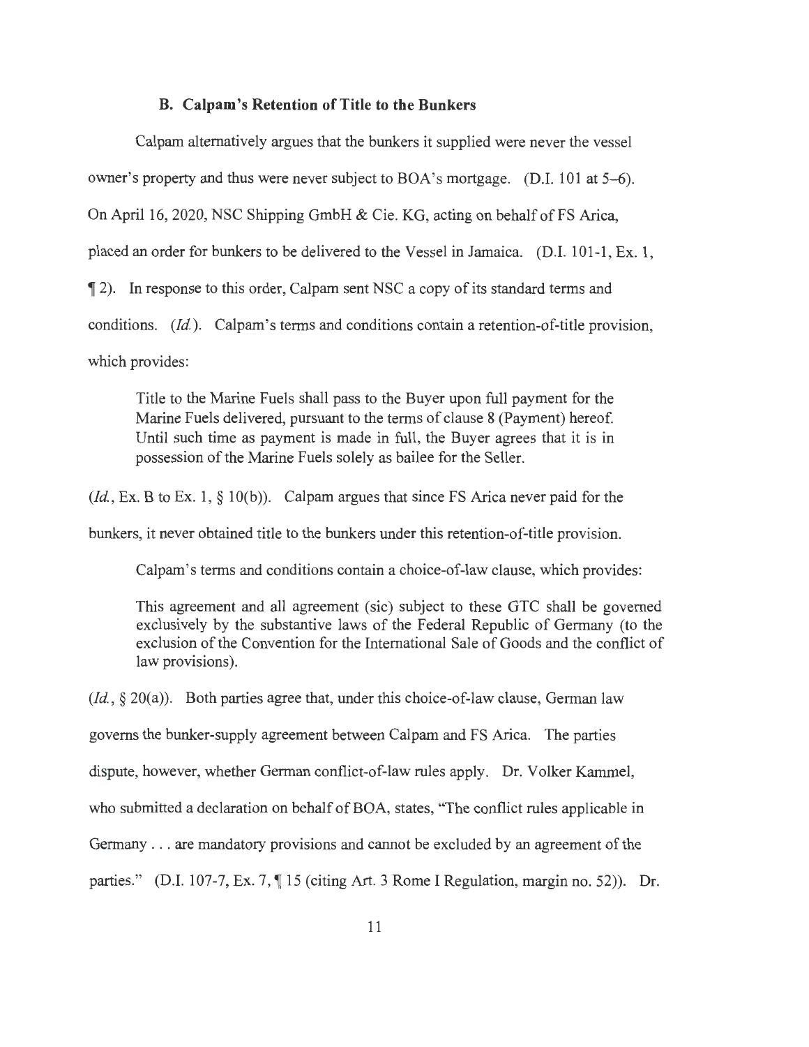### B. Calpam's Retention of Title to the Bunkers

Calpam alternatively argues that the bunkers it supplied were never the vessel owner's property and thus were never subject to BOA's mortgage. (D.I. 101 at 5–6). On April 16, 2020, NSC Shipping GmbH & Cie. KG, acting on behalf of FS Arica, placed an order for bunkers to be delivered to the Vessel in Jamaica. (D.I. 101-1, Ex. 1, ¶ 2). In response to this order, Calpam sent NSC a copy of its standard terms and conditions. (*Id.*). Calpam's terms and conditions contain a retention-of-title provision, which provides:

> Title to the Marine Fuels shall pass to the Buyer upon full payment for the Marine Fuels delivered, pursuant to the terms of clause 8 (Payment) hereof. Until such time as payment is made in full, the Buyer agrees that it is in possession of the Marine Fuels solely as bailee for the Seller.

(*Id.*, Ex. B to Ex. 1, § 10(b)). Calpam argues that since FS Arica never paid for the bunkers, it never obtained title to the bunkers under this retention-of-title provision.

Calpam's terms and conditions contain a choice-of-law clause, which provides:

> This agreement and all agreement (sic) subject to these GTC shall be governed exclusively by the substantive laws of the Federal Republic of Germany (to the exclusion of the Convention for the International Sale of Goods and the conflict of law provisions).

(*Id.*, § 20(a)). Both parties agree that, under this choice-of-law clause, German law governs the bunker-supply agreement between Calpam and FS Arica. The parties dispute, however, whether German conflict-of-law rules apply. Dr. Volker Kammel, who submitted a declaration on behalf of BOA, states, "The conflict rules applicable in Germany . . . are mandatory provisions and cannot be excluded by an agreement of the parties." (D.I. 107-7, Ex. 7, ¶ 15 (citing Art. 3 Rome I Regulation, margin no. 52)). Dr.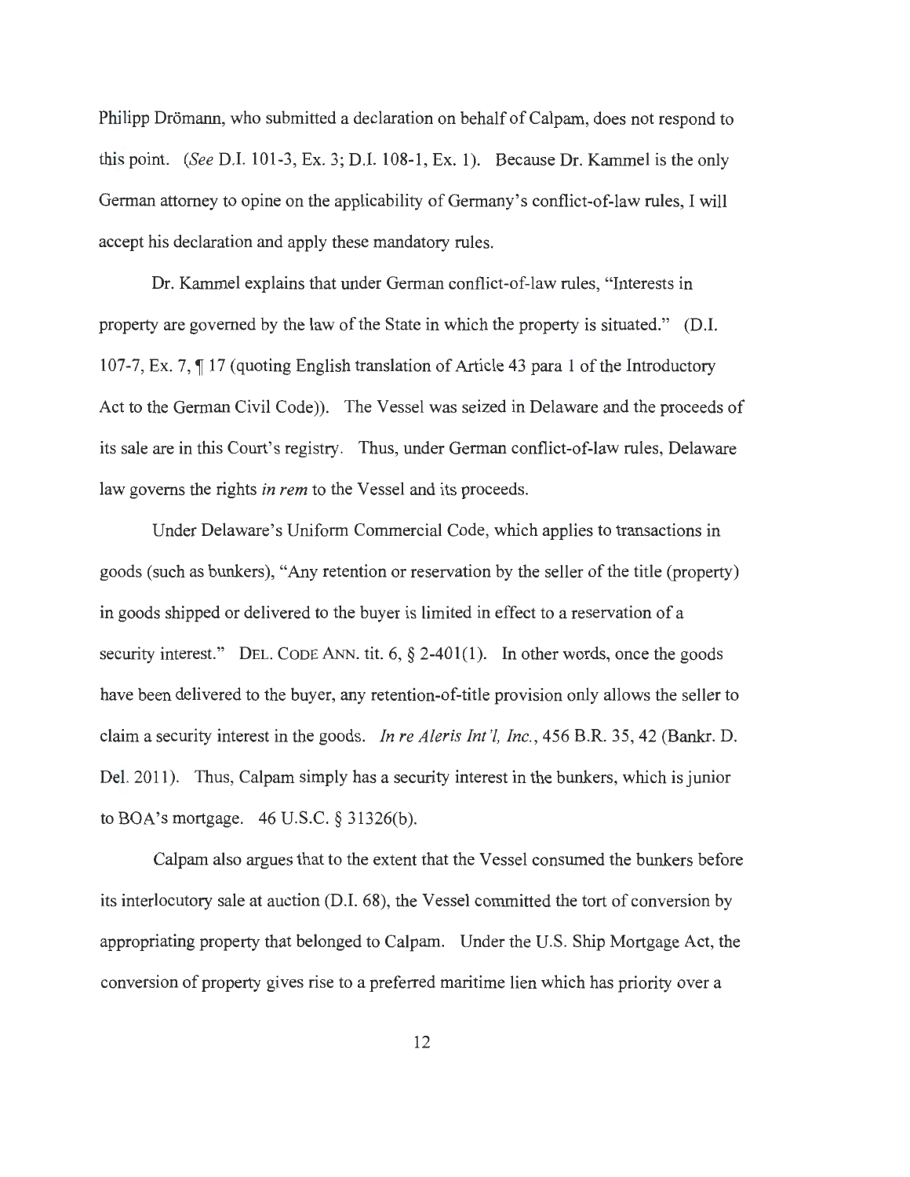Philipp Drömann, who submitted a declaration on behalf of Calpam, does not respond to this point. (*See* D.I. 101-3, Ex. 3; D.I. 108-1, Ex. 1). Because Dr. Kammel is the only German attorney to opine on the applicability of Germany's conflict-of-law rules, I will accept his declaration and apply these mandatory rules.

Dr. Kammel explains that under German conflict-of-law rules, "Interests in property are governed by the law of the State in which the property is situated." (D.I. 107-7, Ex. 7, ¶ 17 (quoting English translation of Article 43 para 1 of the Introductory Act to the German Civil Code)). The Vessel was seized in Delaware and the proceeds of its sale are in this Court's registry. Thus, under German conflict-of-law rules, Delaware law governs the rights *in rem* to the Vessel and its proceeds.

Under Delaware's Uniform Commercial Code, which applies to transactions in goods (such as bunkers), "Any retention or reservation by the seller of the title (property) in goods shipped or delivered to the buyer is limited in effect to a reservation of a security interest." DEL. CODE ANN. tit. 6, § 2-401(1). In other words, once the goods have been delivered to the buyer, any retention-of-title provision only allows the seller to claim a security interest in the goods. *In re Aleris Int'l, Inc.*, 456 B.R. 35, 42 (Bankr. D. Del. 2011). Thus, Calpam simply has a security interest in the bunkers, which is junior to BOA's mortgage. 46 U.S.C. § 31326(b).

Calpam also argues that to the extent that the Vessel consumed the bunkers before its interlocutory sale at auction (D.I. 68), the Vessel committed the tort of conversion by appropriating property that belonged to Calpam. Under the U.S. Ship Mortgage Act, the conversion of property gives rise to a preferred maritime lien which has priority over a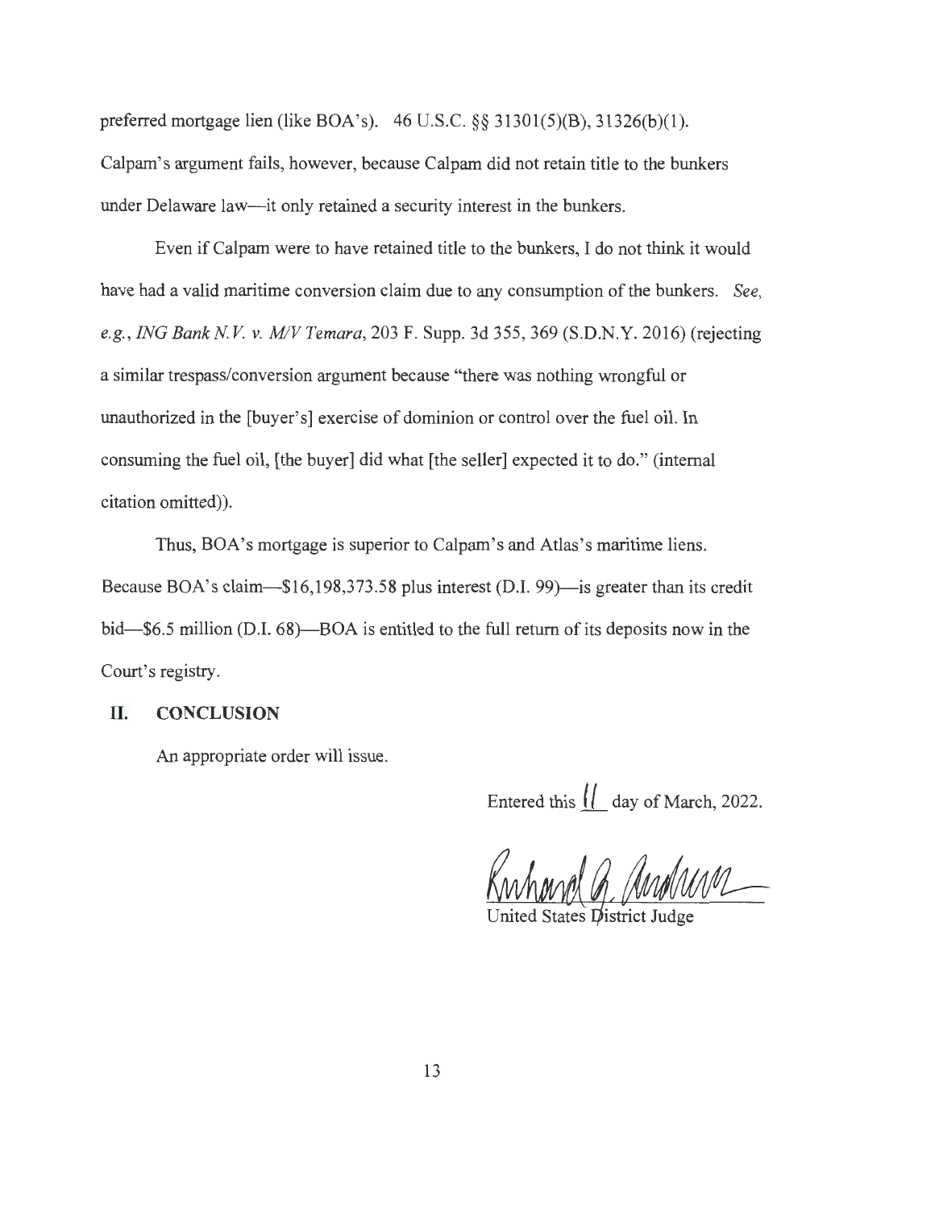preferred mortgage lien (like BOA's). 46 U.S.C. §§ 31301(5)(B), 31326(b)(1). Calpam's argument fails, however, because Calpam did not retain title to the bunkers under Delaware law—it only retained a security interest in the bunkers.

Even if Calpam were to have retained title to the bunkers, I do not think it would have had a valid maritime conversion claim due to any consumption of the bunkers. *See, e.g.*, *ING Bank N.V. v. M/V Temara*, 203 F. Supp. 3d 355, 369 (S.D.N.Y. 2016) (rejecting a similar trespass/conversion argument because "there was nothing wrongful or unauthorized in the [buyer's] exercise of dominion or control over the fuel oil. In consuming the fuel oil, [the buyer] did what [the seller] expected it to do." (internal citation omitted)).

Thus, BOA's mortgage is superior to Calpam's and Atlas's maritime liens. Because BOA's claim—$16,198,373.58 plus interest (D.I. 99)—is greater than its credit bid—$6.5 million (D.I. 68)—BOA is entitled to the full return of its deposits now in the Court's registry.

## II. CONCLUSION

An appropriate order will issue.

Entered this 11 day of March, 2022.

Richard G. Andrews

United States District Judge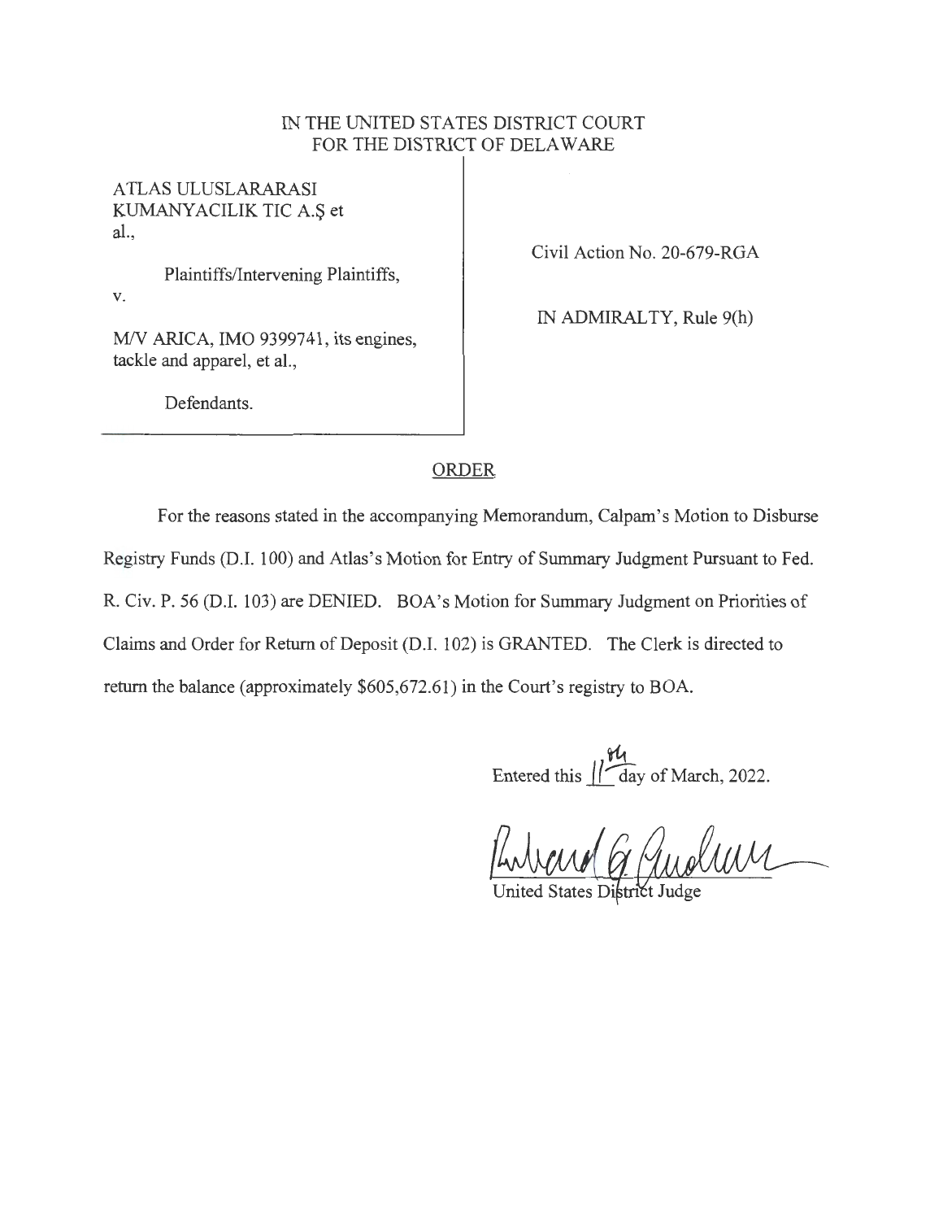IN THE UNITED STATES DISTRICT COURT
FOR THE DISTRICT OF DELAWARE

ATLAS ULUSLARARASI KUMANYACILIK TIC A.Ş et al.,

Plaintiffs/Intervening Plaintiffs,

v.

M/V ARICA, IMO 9399741, its engines, tackle and apparel, et al.,

Defendants.

Civil Action No. 20-679-RGA

IN ADMIRALTY, Rule 9(h)

## ORDER

For the reasons stated in the accompanying Memorandum, Calpam's Motion to Disburse Registry Funds (D.I. 100) and Atlas's Motion for Entry of Summary Judgment Pursuant to Fed. R. Civ. P. 56 (D.I. 103) are DENIED. BOA's Motion for Summary Judgment on Priorities of Claims and Order for Return of Deposit (D.I. 102) is GRANTED. The Clerk is directed to return the balance (approximately $605,672.61) in the Court's registry to BOA.

Entered this 11th day of March, 2022.

United States District Judge